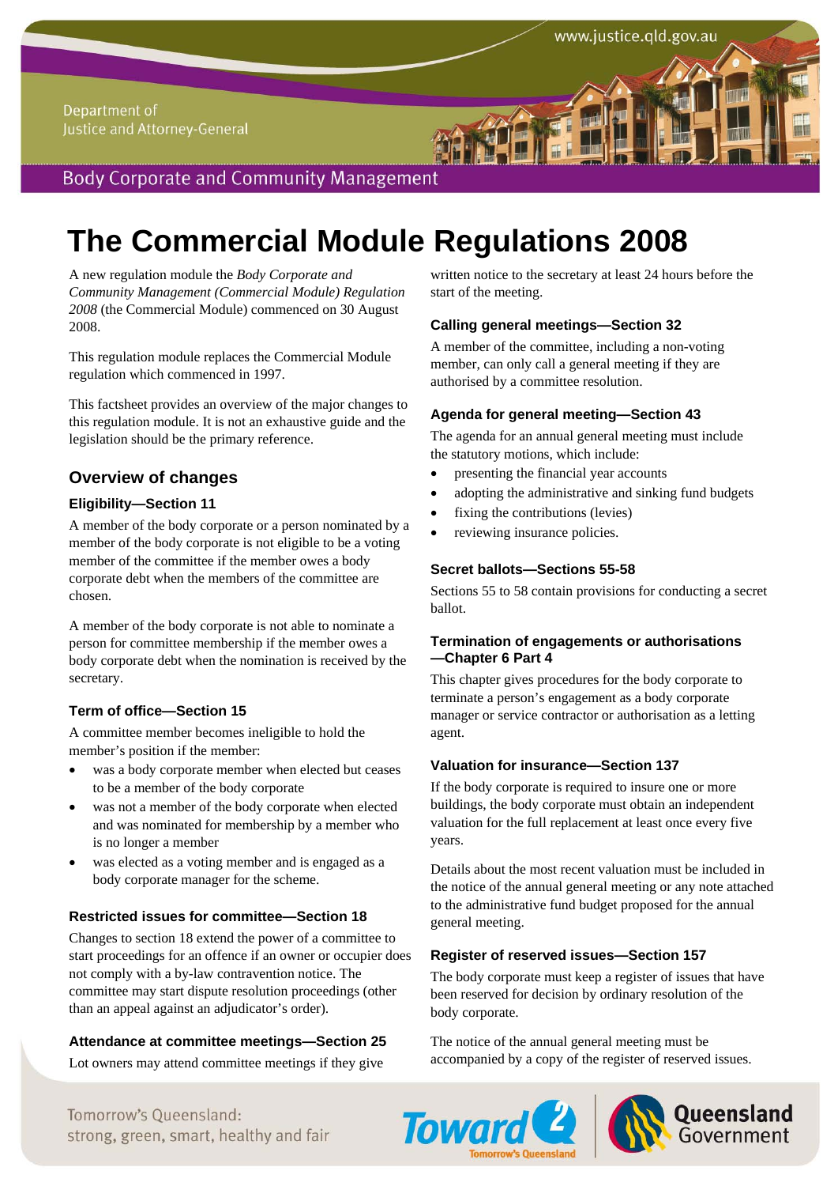# The Commercial Module Regulations 2008

A new regulation module the *Body Corporate and Community Management (Commercial Module) Regulation 2008* (the Commercial Module) commenced on 30 August 2008.

This regulation module replaces the Commercial Module regulation which commenced in 1997.

This factsheet provides an overview of the major changes to this regulation module. It is not an exhaustive guide and the legislation should be the primary reference.

## Overview of changes

### Eligibility—Section 11

A member of the body corporate or a person nominated by a member of the body corporate is not eligible to be a voting member of the committee if the member owes a body corporate debt when the members of the committee are chosen.

A member of the body corporate is not able to nominate a person for committee membership if the member owes a body corporate debt when the nomination is received by the secretary.

### Term of office—Section 15

A committee member becomes ineligible to hold the member's position if the member:

- was a body corporate member when elected but ceases to be a member of the body corporate
- was not a member of the body corporate when elected and was nominated for membership by a member who is no longer a member
- was elected as a voting member and is engaged as a body corporate manager for the scheme.

### Restricted issues for committee—Section 18

Changes to section 18 extend the power of a committee to start proceedings for an offence if an owner or occupier does not comply with a by-law contravention notice. The committee may start dispute resolution proceedings (other than an appeal against an adjudicator's order).

### Attendance at committee meetings—Section 25

Lot owners may attend committee meetings if they give written notice to the secretary at least 24 hours before the start of the meeting.

### Calling general meetings—Section 32

A member of the committee, including a non-voting member, can only call a general meeting if they are authorised by a committee resolution.

### Agenda for general meeting—Section 43

The agenda for an annual general meeting must include the statutory motions, which include:

- presenting the financial year accounts
- adopting the administrative and sinking fund budgets
- fixing the contributions (levies)
- reviewing insurance policies.

### Secret ballots—Sections 55-58

Sections 55 to 58 contain provisions for conducting a secret ballot.

### Termination of engagements or authorisations —Chapter 6 Part 4

This chapter gives procedures for the body corporate to terminate a person's engagement as a body corporate manager or service contractor or authorisation as a letting agent.

### Valuation for insurance—Section 137

If the body corporate is required to insure one or more buildings, the body corporate must obtain an independent valuation for the full replacement at least once every five years.

Details about the most recent valuation must be included in the notice of the annual general meeting or any note attached to the administrative fund budget proposed for the annual general meeting.

### Register of reserved issues—Section 157

The body corporate must keep a register of issues that have been reserved for decision by ordinary resolution of the body corporate.

The notice of the annual general meeting must be accompanied by a copy of the register of reserved issues.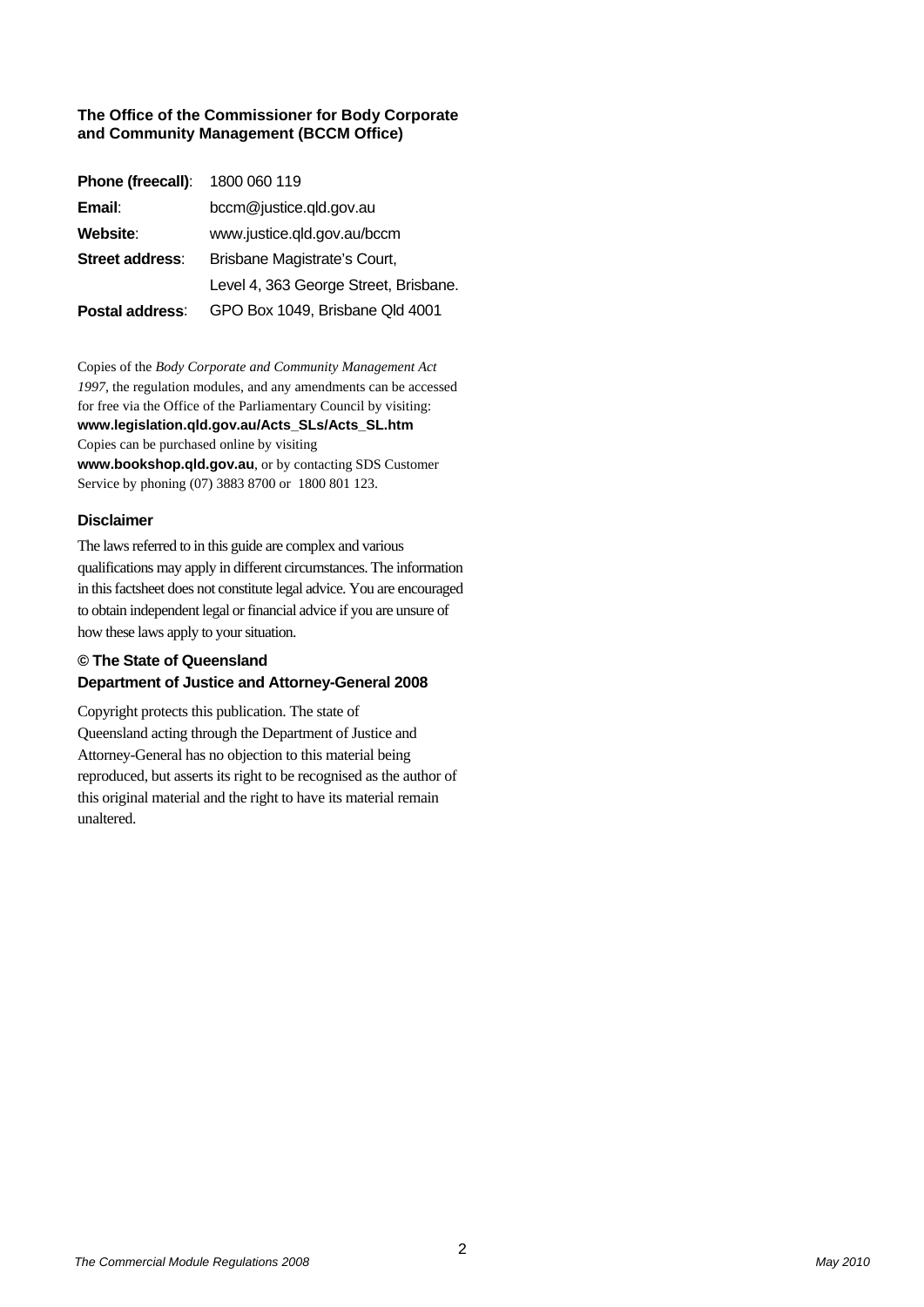**The Office of the Commissioner for Body Corporate and Community Management (BCCM Office)**

| | |
|---|---|
| **Phone (freecall)**: | 1800 060 119 |
| **Email**: | bccm@justice.qld.gov.au |
| **Website**: | www.justice.qld.gov.au/bccm |
| **Street address**: | Brisbane Magistrate's Court, |
| | Level 4, 363 George Street, Brisbane. |
| **Postal address**: | GPO Box 1049, Brisbane Qld 4001 |

Copies of the *Body Corporate and Community Management Act 1997*, the regulation modules, and any amendments can be accessed for free via the Office of the Parliamentary Council by visiting: **www.legislation.qld.gov.au/Acts_SLs/Acts_SL.htm** Copies can be purchased online by visiting **www.bookshop.qld.gov.au**, or by contacting SDS Customer Service by phoning (07) 3883 8700 or 1800 801 123.

**Disclaimer**

The laws referred to in this guide are complex and various qualifications may apply in different circumstances. The information in this factsheet does not constitute legal advice. You are encouraged to obtain independent legal or financial advice if you are unsure of how these laws apply to your situation.

**© The State of Queensland**
**Department of Justice and Attorney-General 2008**

Copyright protects this publication. The state of Queensland acting through the Department of Justice and Attorney-General has no objection to this material being reproduced, but asserts its right to be recognised as the author of this original material and the right to have its material remain unaltered.